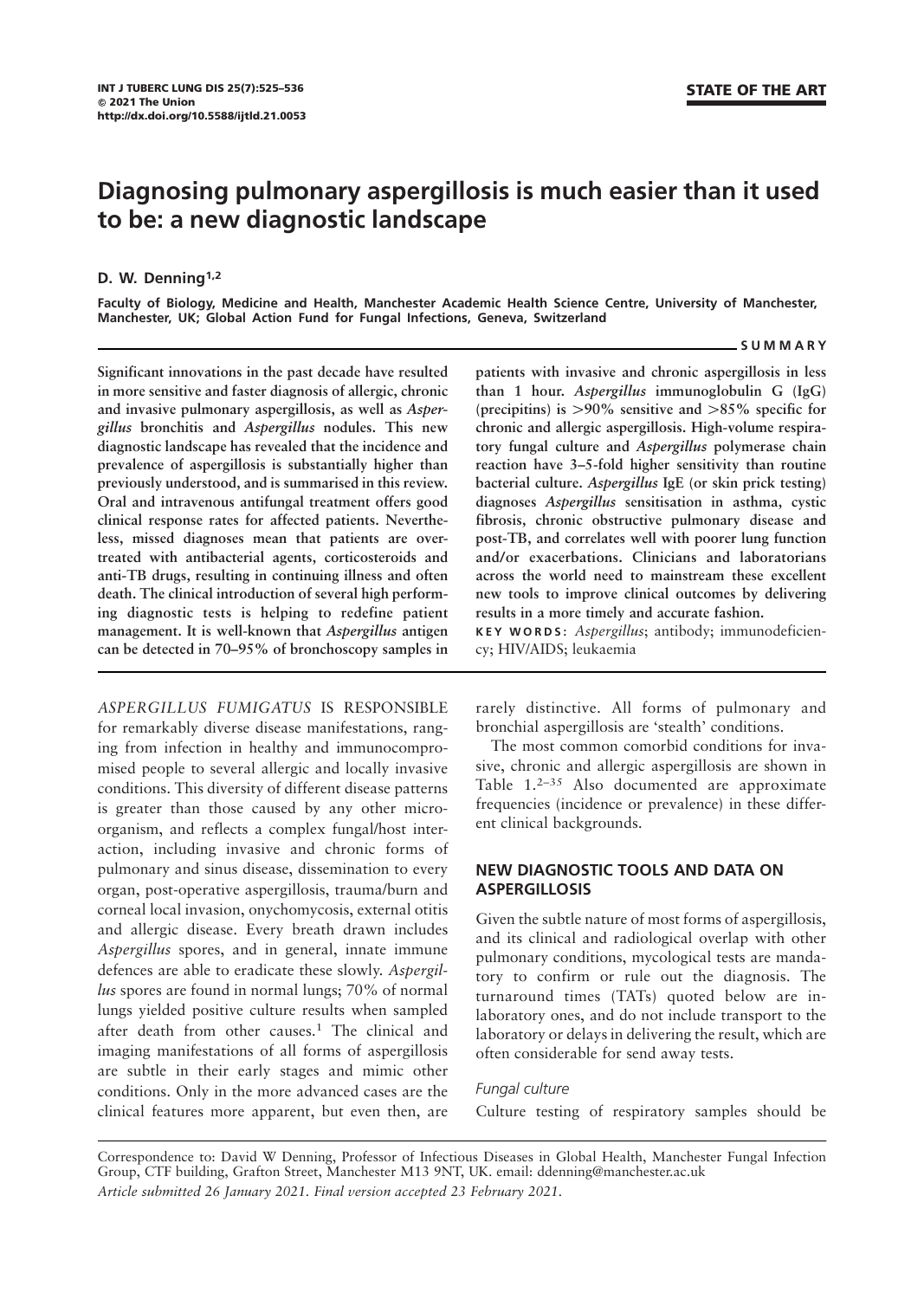STATE OF THE ART

# Diagnosing pulmonary aspergillosis is much easier than it used to be: a new diagnostic landscape

**D. W. Denning**[1,2]

**Faculty of Biology, Medicine and Health, Manchester Academic Health Science Centre, University of Manchester, Manchester, UK; Global Action Fund for Fungal Infections, Geneva, Switzerland**

## SUMMARY

**Significant innovations in the past decade have resulted in more sensitive and faster diagnosis of allergic, chronic and invasive pulmonary aspergillosis, as well as *Aspergillus* bronchitis and *Aspergillus* nodules. This new diagnostic landscape has revealed that the incidence and prevalence of aspergillosis is substantially higher than previously understood, and is summarised in this review. Oral and intravenous antifungal treatment offers good clinical response rates for affected patients. Nevertheless, missed diagnoses mean that patients are overtreated with antibacterial agents, corticosteroids and anti-TB drugs, resulting in continuing illness and often death. The clinical introduction of several high performing diagnostic tests is helping to redefine patient management. It is well-known that *Aspergillus* antigen can be detected in 70–95% of bronchoscopy samples in patients with invasive and chronic aspergillosis in less than 1 hour. *Aspergillus* immunoglobulin G (IgG) (precipitins) is >90% sensitive and >85% specific for chronic and allergic aspergillosis. High-volume respiratory fungal culture and *Aspergillus* polymerase chain reaction have 3–5-fold higher sensitivity than routine bacterial culture. *Aspergillus* IgE (or skin prick testing) diagnoses *Aspergillus* sensitisation in asthma, cystic fibrosis, chronic obstructive pulmonary disease and post-TB, and correlates well with poorer lung function and/or exacerbations. Clinicians and laboratorians across the world need to mainstream these excellent new tools to improve clinical outcomes by delivering results in a more timely and accurate fashion.**

**KEY WORDS**: *Aspergillus*; antibody; immunodeficiency; HIV/AIDS; leukaemia

*ASPERGILLUS FUMIGATUS* IS RESPONSIBLE for remarkably diverse disease manifestations, ranging from infection in healthy and immunocompromised people to several allergic and locally invasive conditions. This diversity of different disease patterns is greater than those caused by any other microorganism, and reflects a complex fungal/host interaction, including invasive and chronic forms of pulmonary and sinus disease, dissemination to every organ, post-operative aspergillosis, trauma/burn and corneal local invasion, onychomycosis, external otitis and allergic disease. Every breath drawn includes *Aspergillus* spores, and in general, innate immune defences are able to eradicate these slowly. *Aspergillus* spores are found in normal lungs; 70% of normal lungs yielded positive culture results when sampled after death from other causes.[1] The clinical and imaging manifestations of all forms of aspergillosis are subtle in their early stages and mimic other conditions. Only in the more advanced cases are the clinical features more apparent, but even then, are rarely distinctive. All forms of pulmonary and bronchial aspergillosis are 'stealth' conditions.

The most common comorbid conditions for invasive, chronic and allergic aspergillosis are shown in Table 1.[2–35] Also documented are approximate frequencies (incidence or prevalence) in these different clinical backgrounds.

## NEW DIAGNOSTIC TOOLS AND DATA ON ASPERGILLOSIS

Given the subtle nature of most forms of aspergillosis, and its clinical and radiological overlap with other pulmonary conditions, mycological tests are mandatory to confirm or rule out the diagnosis. The turnaround times (TATs) quoted below are in-laboratory ones, and do not include transport to the laboratory or delays in delivering the result, which are often considerable for send away tests.

### *Fungal culture*

Culture testing of respiratory samples should be

Correspondence to: David W Denning, Professor of Infectious Diseases in Global Health, Manchester Fungal Infection Group, CTF building, Grafton Street, Manchester M13 9NT, UK. email: ddenning@manchester.ac.uk

*Article submitted 26 January 2021. Final version accepted 23 February 2021.*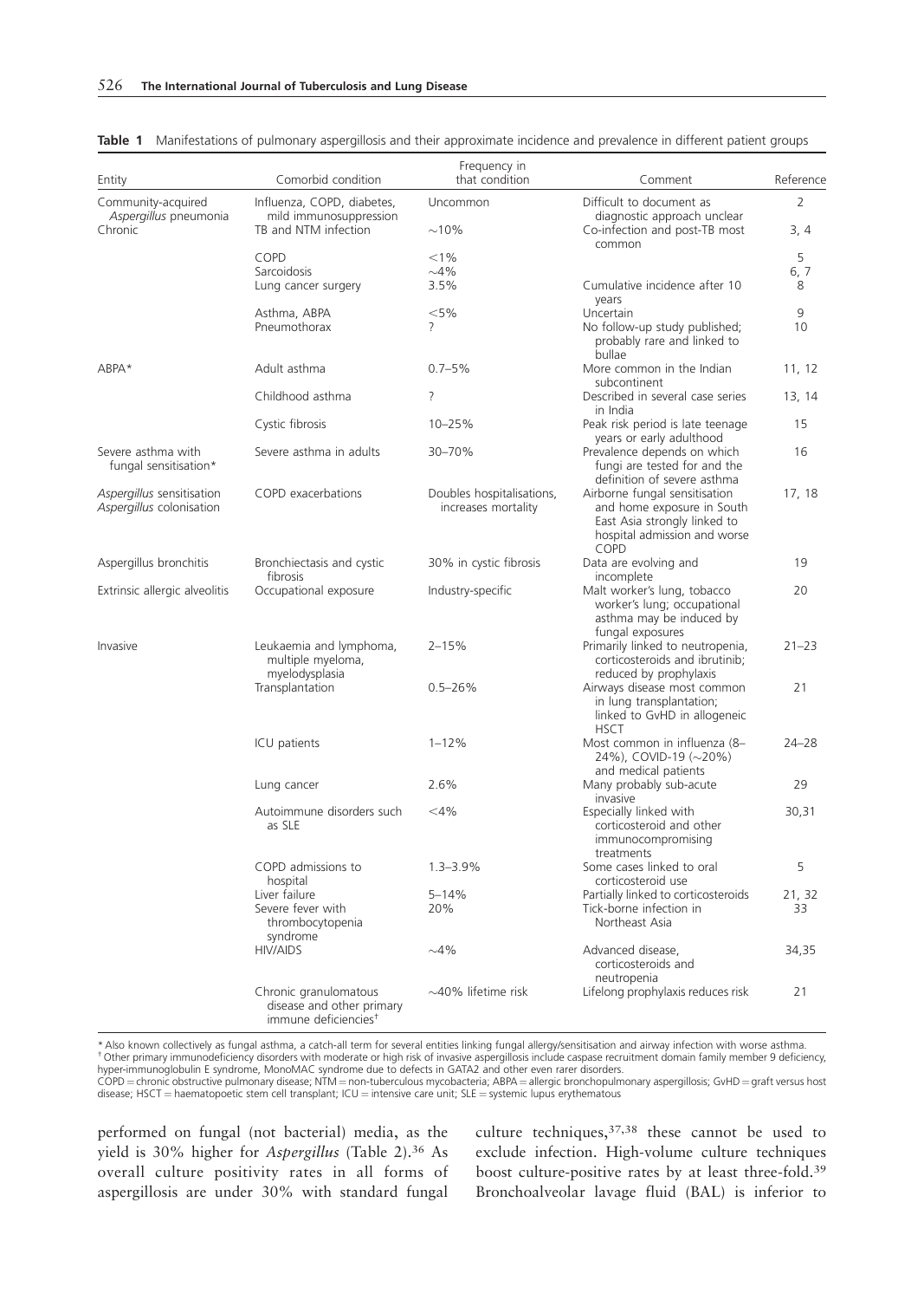**Table 1** Manifestations of pulmonary aspergillosis and their approximate incidence and prevalence in different patient groups

| Entity | Comorbid condition | Frequency in that condition | Comment | Reference |
|---|---|---|---|---|
| Community-acquired *Aspergillus* pneumonia | Influenza, COPD, diabetes, mild immunosuppression | Uncommon | Difficult to document as diagnostic approach unclear | 2 |
| Chronic | TB and NTM infection | ∼10% | Co-infection and post-TB most common | 3, 4 |
| | COPD | <1% | | 5 |
| | Sarcoidosis | ∼4% | | 6, 7 |
| | Lung cancer surgery | 3.5% | Cumulative incidence after 10 years | 8 |
| | Asthma, ABPA | <5% | Uncertain | 9 |
| | Pneumothorax | ? | No follow-up study published; probably rare and linked to bullae | 10 |
| ABPA* | Adult asthma | 0.7–5% | More common in the Indian subcontinent | 11, 12 |
| | Childhood asthma | ? | Described in several case series in India | 13, 14 |
| | Cystic fibrosis | 10–25% | Peak risk period is late teenage years or early adulthood | 15 |
| Severe asthma with fungal sensitisation* | Severe asthma in adults | 30–70% | Prevalence depends on which fungi are tested for and the definition of severe asthma | 16 |
| *Aspergillus* sensitisation *Aspergillus* colonisation | COPD exacerbations | Doubles hospitalisations, increases mortality | Airborne fungal sensitisation and home exposure in South East Asia strongly linked to hospital admission and worse COPD | 17, 18 |
| Aspergillus bronchitis | Bronchiectasis and cystic fibrosis | 30% in cystic fibrosis | Data are evolving and incomplete | 19 |
| Extrinsic allergic alveolitis | Occupational exposure | Industry-specific | Malt worker's lung, tobacco worker's lung; occupational asthma may be induced by fungal exposures | 20 |
| Invasive | Leukaemia and lymphoma, multiple myeloma, myelodysplasia | 2–15% | Primarily linked to neutropenia, corticosteroids and ibrutinib; reduced by prophylaxis | 21–23 |
| | Transplantation | 0.5–26% | Airways disease most common in lung transplantation; linked to GvHD in allogeneic HSCT | 21 |
| | ICU patients | 1–12% | Most common in influenza (8–24%), COVID-19 (∼20%) and medical patients | 24–28 |
| | Lung cancer | 2.6% | Many probably sub-acute invasive | 29 |
| | Autoimmune disorders such as SLE | <4% | Especially linked with corticosteroid and other immunocompromising treatments | 30,31 |
| | COPD admissions to hospital | 1.3–3.9% | Some cases linked to oral corticosteroid use | 5 |
| | Liver failure | 5–14% | Partially linked to corticosteroids | 21, 32 |
| | Severe fever with thrombocytopenia syndrome | 20% | Tick-borne infection in Northeast Asia | 33 |
| | HIV/AIDS | ∼4% | Advanced disease, corticosteroids and neutropenia | 34,35 |
| | Chronic granulomatous disease and other primary immune deficiencies[†] | ∼40% lifetime risk | Lifelong prophylaxis reduces risk | 21 |

\* Also known collectively as fungal asthma, a catch-all term for several entities linking fungal allergy/sensitisation and airway infection with worse asthma.
[†] Other primary immunodeficiency disorders with moderate or high risk of invasive aspergillosis include caspase recruitment domain family member 9 deficiency, hyper-immunoglobulin E syndrome, MonoMAC syndrome due to defects in GATA2 and other even rarer disorders.
COPD = chronic obstructive pulmonary disease; NTM = non-tuberculous mycobacteria; ABPA = allergic bronchopulmonary aspergillosis; GvHD = graft versus host disease; HSCT = haematopoetic stem cell transplant; ICU = intensive care unit; SLE = systemic lupus erythematous

performed on fungal (not bacterial) media, as the yield is 30% higher for *Aspergillus* (Table 2).[36] As overall culture positivity rates in all forms of aspergillosis are under 30% with standard fungal culture techniques,[37,38] these cannot be used to exclude infection. High-volume culture techniques boost culture-positive rates by at least three-fold.[39] Bronchoalveolar lavage fluid (BAL) is inferior to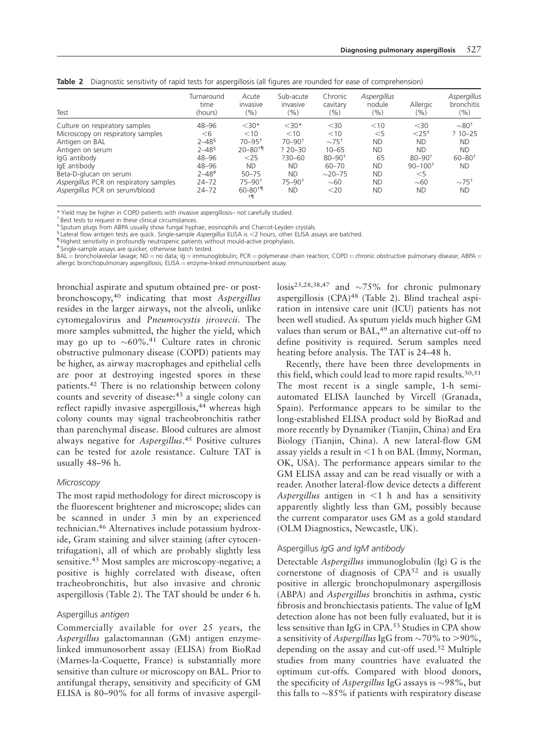**Table 2** Diagnostic sensitivity of rapid tests for aspergillosis (all figures are rounded for ease of comprehension)

| Test | Turnaround time (hours) | Acute invasive (%) | Sub-acute invasive (%) | Chronic cavitary (%) | *Aspergillus* nodule (%) | Allergic (%) | *Aspergillus* bronchitis (%) |
|---|---|---|---|---|---|---|---|
| Culture on respiratory samples | 48–96 | <30* | <30* | <30 | <10 | <30 | ~80† |
| Microscopy on respiratory samples | <6 | <10 | <10 | <10 | <5 | <25‡ | ? 10–25 |
| Antigen on BAL | 2–48§ | 70–95† | 70–90† | ~75† | ND | ND | ND |
| Antigen on serum | 2–48§ | 20–80†¶ | ? 20–30 | 10–65 | ND | ND | ND |
| IgG antibody | 48–96 | <25 | ?30–60 | 80–90† | 65 | 80–90† | 60–80† |
| IgE antibody | 48–96 | ND | ND | 60–70 | ND | 90–100† | ND |
| Beta-D-glucan on serum | 2–48# | 50–75 | ND | ~20–75 | ND | <5 | |
| *Aspergillus* PCR on respiratory samples | 24–72 | 75–90† | 75–90† | ~60 | ND | ~60 | ~75† |
| *Aspergillus* PCR on serum/blood | 24–72 | 60–80†¶ †¶ | ND | <20 | ND | ND | ND |

\* Yield may be higher in COPD patients with invasive aspergillosis– not carefully studied.
† Best tests to request in these clinical circumstances.
‡ Sputum plugs from ABPA usually show fungal hyphae, eosinophils and Charcot-Leyden crystals.
§ Lateral flow antigen tests are quick. Single-sample *Aspergillus* ELISA is <2 hours, other ELISA assays are batched.
¶ Highest sensitivity in profoundly neutropenic patients without mould-active prophylaxis.
\# Single-sample assays are quicker, otherwise batch tested.
BAL = broncholaveolar lavage; ND = no data; Ig = immunoglobulin; PCR = polymerase chain reaction; COPD = chronic obstructive pulmonary disease; ABPA = allergic bronchopulmonary aspergillosis; ELISA = enzyme-linked immunosorbent assay.

bronchial aspirate and sputum obtained pre- or post-bronchoscopy,[40] indicating that most *Aspergillus* resides in the larger airways, not the alveoli, unlike cytomegalovirus and *Pneumocystis jirovecii*. The more samples submitted, the higher the yield, which may go up to ~60%.[41] Culture rates in chronic obstructive pulmonary disease (COPD) patients may be higher, as airway macrophages and epithelial cells are poor at destroying ingested spores in these patients.[42] There is no relationship between colony counts and severity of disease:[43] a single colony can reflect rapidly invasive aspergillosis,[44] whereas high colony counts may signal tracheobronchitis rather than parenchymal disease. Blood cultures are almost always negative for *Aspergillus*.[45] Positive cultures can be tested for azole resistance. Culture TAT is usually 48–96 h.

### *Microscopy*

The most rapid methodology for direct microscopy is the fluorescent brightener and microscope; slides can be scanned in under 3 min by an experienced technician.[46] Alternatives include potassium hydroxide, Gram staining and silver staining (after cytocentrifugation), all of which are probably slightly less sensitive.[45] Most samples are microscopy-negative; a positive is highly correlated with disease, often tracheobronchitis, but also invasive and chronic aspergillosis (Table 2). The TAT should be under 6 h.

### Aspergillus *antigen*

Commercially available for over 25 years, the *Aspergillus* galactomannan (GM) antigen enzyme-linked immunosorbent assay (ELISA) from BioRad (Marnes-la-Coquette, France) is substantially more sensitive than culture or microscopy on BAL. Prior to antifungal therapy, sensitivity and specificity of GM ELISA is 80–90% for all forms of invasive aspergillosis[25,28,38,47] and ~75% for chronic pulmonary aspergillosis (CPA)[48] (Table 2). Blind tracheal aspiration in intensive care unit (ICU) patients has not been well studied. As sputum yields much higher GM values than serum or BAL,[49] an alternative cut-off to define positivity is required. Serum samples need heating before analysis. The TAT is 24–48 h.

Recently, there have been three developments in this field, which could lead to more rapid results.[50,51] The most recent is a single sample, 1-h semi-automated ELISA launched by Vircell (Granada, Spain). Performance appears to be similar to the long-established ELISA product sold by BioRad and more recently by Dynamiker (Tianjin, China) and Era Biology (Tianjin, China). A new lateral-flow GM assay yields a result in <1 h on BAL (Immy, Norman, OK, USA). The performance appears similar to the GM ELISA assay and can be read visually or with a reader. Another lateral-flow device detects a different *Aspergillus* antigen in <1 h and has a sensitivity apparently slightly less than GM, possibly because the current comparator uses GM as a gold standard (OLM Diagnostics, Newcastle, UK).

### Aspergillus *IgG and IgM antibody*

Detectable *Aspergillus* immunoglobulin (Ig) G is the cornerstone of diagnosis of CPA[52] and is usually positive in allergic bronchopulmonary aspergillosis (ABPA) and *Aspergillus* bronchitis in asthma, cystic fibrosis and bronchiectasis patients. The value of IgM detection alone has not been fully evaluated, but it is less sensitive than IgG in CPA.[53] Studies in CPA show a sensitivity of *Aspergillus* IgG from ~70% to >90%, depending on the assay and cut-off used.[52] Multiple studies from many countries have evaluated the optimum cut-offs. Compared with blood donors, the specificity of *Aspergillus* IgG assays is ~98%, but this falls to ~85% if patients with respiratory disease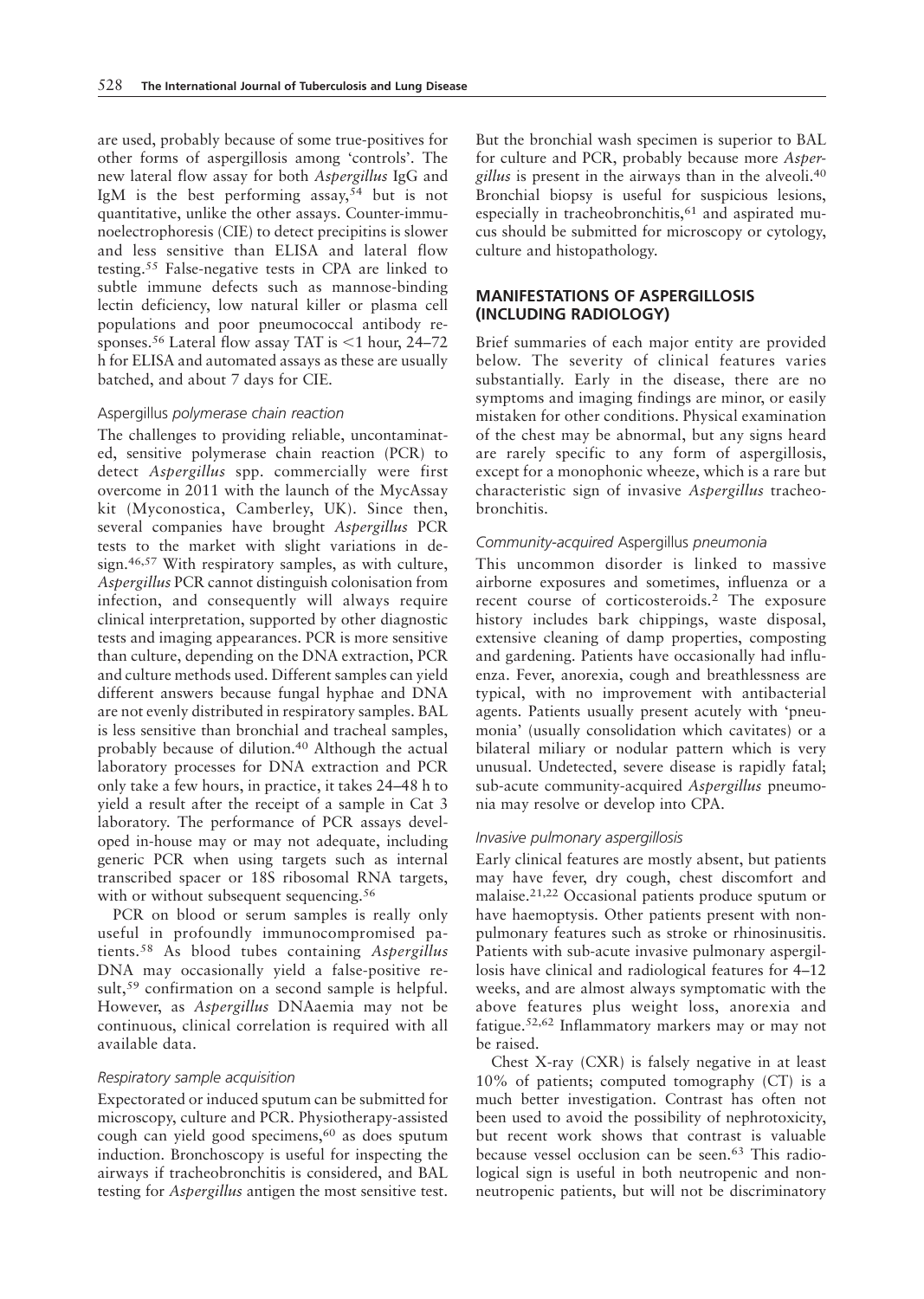are used, probably because of some true-positives for other forms of aspergillosis among 'controls'. The new lateral flow assay for both *Aspergillus* IgG and IgM is the best performing assay,[54] but is not quantitative, unlike the other assays. Counter-immunoelectrophoresis (CIE) to detect precipitins is slower and less sensitive than ELISA and lateral flow testing.[55] False-negative tests in CPA are linked to subtle immune defects such as mannose-binding lectin deficiency, low natural killer or plasma cell populations and poor pneumococcal antibody responses.[56] Lateral flow assay TAT is <1 hour, 24–72 h for ELISA and automated assays as these are usually batched, and about 7 days for CIE.

### *Aspergillus polymerase chain reaction*

The challenges to providing reliable, uncontaminated, sensitive polymerase chain reaction (PCR) to detect *Aspergillus* spp. commercially were first overcome in 2011 with the launch of the MycAssay kit (Myconostica, Camberley, UK). Since then, several companies have brought *Aspergillus* PCR tests to the market with slight variations in design.[46,57] With respiratory samples, as with culture, *Aspergillus* PCR cannot distinguish colonisation from infection, and consequently will always require clinical interpretation, supported by other diagnostic tests and imaging appearances. PCR is more sensitive than culture, depending on the DNA extraction, PCR and culture methods used. Different samples can yield different answers because fungal hyphae and DNA are not evenly distributed in respiratory samples. BAL is less sensitive than bronchial and tracheal samples, probably because of dilution.[40] Although the actual laboratory processes for DNA extraction and PCR only take a few hours, in practice, it takes 24–48 h to yield a result after the receipt of a sample in Cat 3 laboratory. The performance of PCR assays developed in-house may or may not adequate, including generic PCR when using targets such as internal transcribed spacer or 18S ribosomal RNA targets, with or without subsequent sequencing.[56]

PCR on blood or serum samples is really only useful in profoundly immunocompromised patients.[58] As blood tubes containing *Aspergillus* DNA may occasionally yield a false-positive result,[59] confirmation on a second sample is helpful. However, as *Aspergillus* DNAaemia may not be continuous, clinical correlation is required with all available data.

### *Respiratory sample acquisition*

Expectorated or induced sputum can be submitted for microscopy, culture and PCR. Physiotherapy-assisted cough can yield good specimens,[60] as does sputum induction. Bronchoscopy is useful for inspecting the airways if tracheobronchitis is considered, and BAL testing for *Aspergillus* antigen the most sensitive test. But the bronchial wash specimen is superior to BAL for culture and PCR, probably because more *Aspergillus* is present in the airways than in the alveoli.[40] Bronchial biopsy is useful for suspicious lesions, especially in tracheobronchitis,[61] and aspirated mucus should be submitted for microscopy or cytology, culture and histopathology.

## MANIFESTATIONS OF ASPERGILLOSIS (INCLUDING RADIOLOGY)

Brief summaries of each major entity are provided below. The severity of clinical features varies substantially. Early in the disease, there are no symptoms and imaging findings are minor, or easily mistaken for other conditions. Physical examination of the chest may be abnormal, but any signs heard are rarely specific to any form of aspergillosis, except for a monophonic wheeze, which is a rare but characteristic sign of invasive *Aspergillus* tracheobronchitis.

### *Community-acquired Aspergillus pneumonia*

This uncommon disorder is linked to massive airborne exposures and sometimes, influenza or a recent course of corticosteroids.[2] The exposure history includes bark chippings, waste disposal, extensive cleaning of damp properties, composting and gardening. Patients have occasionally had influenza. Fever, anorexia, cough and breathlessness are typical, with no improvement with antibacterial agents. Patients usually present acutely with 'pneumonia' (usually consolidation which cavitates) or a bilateral miliary or nodular pattern which is very unusual. Undetected, severe disease is rapidly fatal; sub-acute community-acquired *Aspergillus* pneumonia may resolve or develop into CPA.

### *Invasive pulmonary aspergillosis*

Early clinical features are mostly absent, but patients may have fever, dry cough, chest discomfort and malaise.[21,22] Occasional patients produce sputum or have haemoptysis. Other patients present with non-pulmonary features such as stroke or rhinosinusitis. Patients with sub-acute invasive pulmonary aspergillosis have clinical and radiological features for 4–12 weeks, and are almost always symptomatic with the above features plus weight loss, anorexia and fatigue.[52,62] Inflammatory markers may or may not be raised.

Chest X-ray (CXR) is falsely negative in at least 10% of patients; computed tomography (CT) is a much better investigation. Contrast has often not been used to avoid the possibility of nephrotoxicity, but recent work shows that contrast is valuable because vessel occlusion can be seen.[63] This radiological sign is useful in both neutropenic and non-neutropenic patients, but will not be discriminatory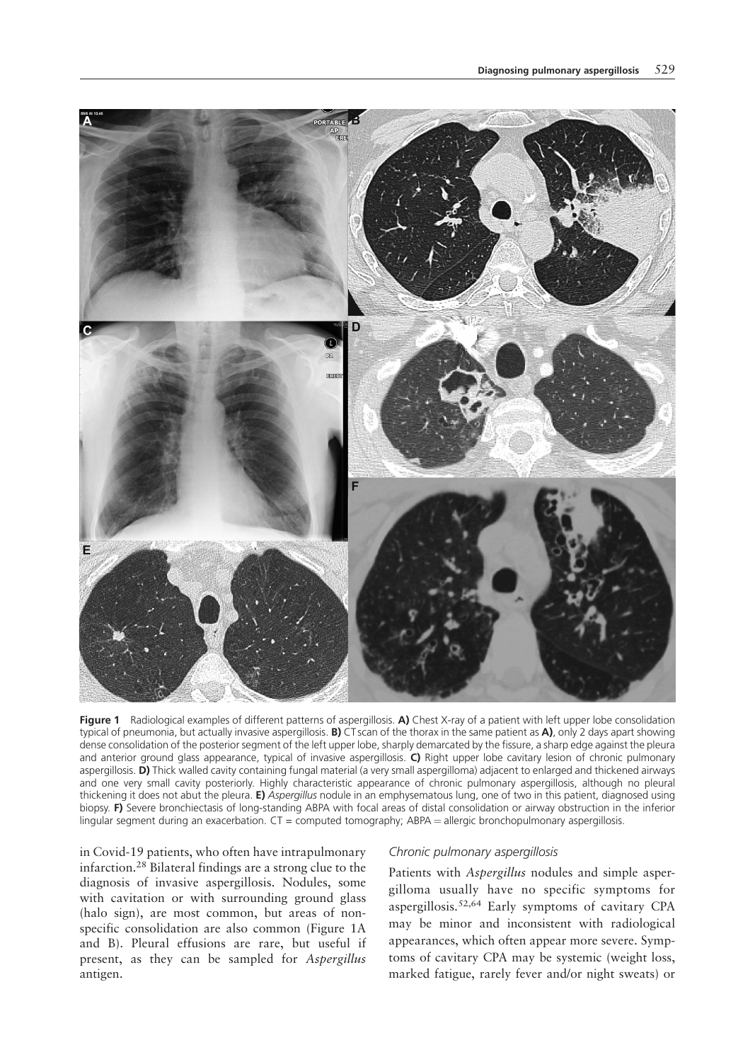**Figure 1** Radiological examples of different patterns of aspergillosis. **A)** Chest X-ray of a patient with left upper lobe consolidation typical of pneumonia, but actually invasive aspergillosis. **B)** CT scan of the thorax in the same patient as **A)**, only 2 days apart showing dense consolidation of the posterior segment of the left upper lobe, sharply demarcated by the fissure, a sharp edge against the pleura and anterior ground glass appearance, typical of invasive aspergillosis. **C)** Right upper lobe cavitary lesion of chronic pulmonary aspergillosis. **D)** Thick walled cavity containing fungal material (a very small aspergilloma) adjacent to enlarged and thickened airways and one very small cavity posteriorly. Highly characteristic appearance of chronic pulmonary aspergillosis, although no pleural thickening it does not abut the pleura. **E)** *Aspergillus* nodule in an emphysematous lung, one of two in this patient, diagnosed using biopsy. **F)** Severe bronchiectasis of long-standing ABPA with focal areas of distal consolidation or airway obstruction in the inferior lingular segment during an exacerbation. CT = computed tomography; ABPA = allergic bronchopulmonary aspergillosis.

in Covid-19 patients, who often have intrapulmonary infarction.[28] Bilateral findings are a strong clue to the diagnosis of invasive aspergillosis. Nodules, some with cavitation or with surrounding ground glass (halo sign), are most common, but areas of non-specific consolidation are also common (Figure 1A and B). Pleural effusions are rare, but useful if present, as they can be sampled for *Aspergillus* antigen.

### *Chronic pulmonary aspergillosis*

Patients with *Aspergillus* nodules and simple aspergilloma usually have no specific symptoms for aspergillosis.[52,64] Early symptoms of cavitary CPA may be minor and inconsistent with radiological appearances, which often appear more severe. Symptoms of cavitary CPA may be systemic (weight loss, marked fatigue, rarely fever and/or night sweats) or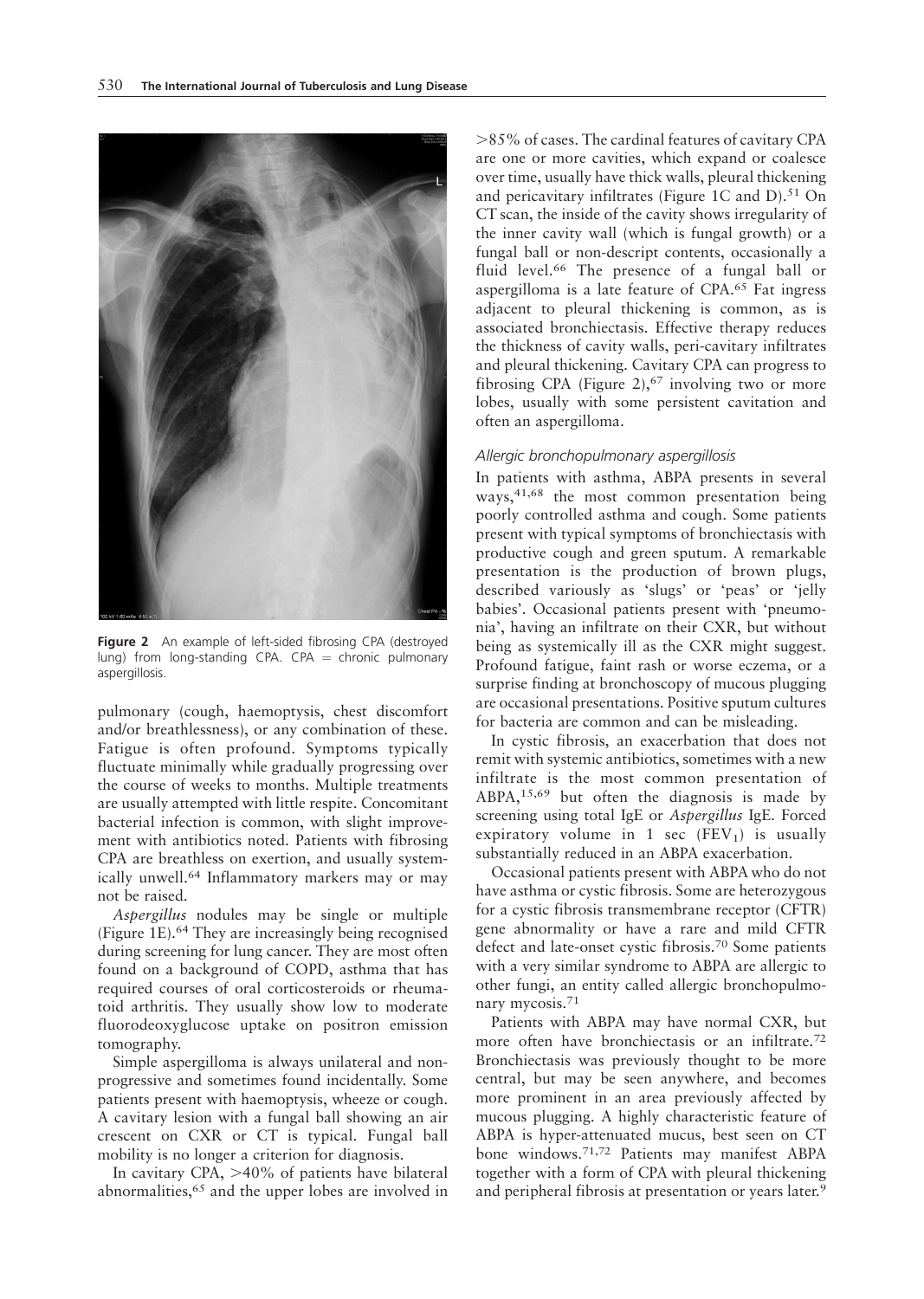Figure 2 An example of left-sided fibrosing CPA (destroyed lung) from long-standing CPA. CPA = chronic pulmonary aspergillosis.

pulmonary (cough, haemoptysis, chest discomfort and/or breathlessness), or any combination of these. Fatigue is often profound. Symptoms typically fluctuate minimally while gradually progressing over the course of weeks to months. Multiple treatments are usually attempted with little respite. Concomitant bacterial infection is common, with slight improvement with antibiotics noted. Patients with fibrosing CPA are breathless on exertion, and usually systemically unwell.[64] Inflammatory markers may or may not be raised.

*Aspergillus* nodules may be single or multiple (Figure 1E).[64] They are increasingly being recognised during screening for lung cancer. They are most often found on a background of COPD, asthma that has required courses of oral corticosteroids or rheumatoid arthritis. They usually show low to moderate fluorodeoxyglucose uptake on positron emission tomography.

Simple aspergilloma is always unilateral and non-progressive and sometimes found incidentally. Some patients present with haemoptysis, wheeze or cough. A cavitary lesion with a fungal ball showing an air crescent on CXR or CT is typical. Fungal ball mobility is no longer a criterion for diagnosis.

In cavitary CPA, >40% of patients have bilateral abnormalities,[65] and the upper lobes are involved in >85% of cases. The cardinal features of cavitary CPA are one or more cavities, which expand or coalesce over time, usually have thick walls, pleural thickening and pericavitary infiltrates (Figure 1C and D).[51] On CT scan, the inside of the cavity shows irregularity of the inner cavity wall (which is fungal growth) or a fungal ball or non-descript contents, occasionally a fluid level.[66] The presence of a fungal ball or aspergilloma is a late feature of CPA.[65] Fat ingress adjacent to pleural thickening is common, as is associated bronchiectasis. Effective therapy reduces the thickness of cavity walls, peri-cavitary infiltrates and pleural thickening. Cavitary CPA can progress to fibrosing CPA (Figure 2),[67] involving two or more lobes, usually with some persistent cavitation and often an aspergilloma.

### *Allergic bronchopulmonary aspergillosis*

In patients with asthma, ABPA presents in several ways,[41,68] the most common presentation being poorly controlled asthma and cough. Some patients present with typical symptoms of bronchiectasis with productive cough and green sputum. A remarkable presentation is the production of brown plugs, described variously as 'slugs' or 'peas' or 'jelly babies'. Occasional patients present with 'pneumonia', having an infiltrate on their CXR, but without being as systemically ill as the CXR might suggest. Profound fatigue, faint rash or worse eczema, or a surprise finding at bronchoscopy of mucous plugging are occasional presentations. Positive sputum cultures for bacteria are common and can be misleading.

In cystic fibrosis, an exacerbation that does not remit with systemic antibiotics, sometimes with a new infiltrate is the most common presentation of ABPA,[15,69] but often the diagnosis is made by screening using total IgE or *Aspergillus* IgE. Forced expiratory volume in 1 sec ($FEV_1$) is usually substantially reduced in an ABPA exacerbation.

Occasional patients present with ABPA who do not have asthma or cystic fibrosis. Some are heterozygous for a cystic fibrosis transmembrane receptor (CFTR) gene abnormality or have a rare and mild CFTR defect and late-onset cystic fibrosis.[70] Some patients with a very similar syndrome to ABPA are allergic to other fungi, an entity called allergic bronchopulmonary mycosis.[71]

Patients with ABPA may have normal CXR, but more often have bronchiectasis or an infiltrate.[72] Bronchiectasis was previously thought to be more central, but may be seen anywhere, and becomes more prominent in an area previously affected by mucous plugging. A highly characteristic feature of ABPA is hyper-attenuated mucus, best seen on CT bone windows.[71,72] Patients may manifest ABPA together with a form of CPA with pleural thickening and peripheral fibrosis at presentation or years later.[9]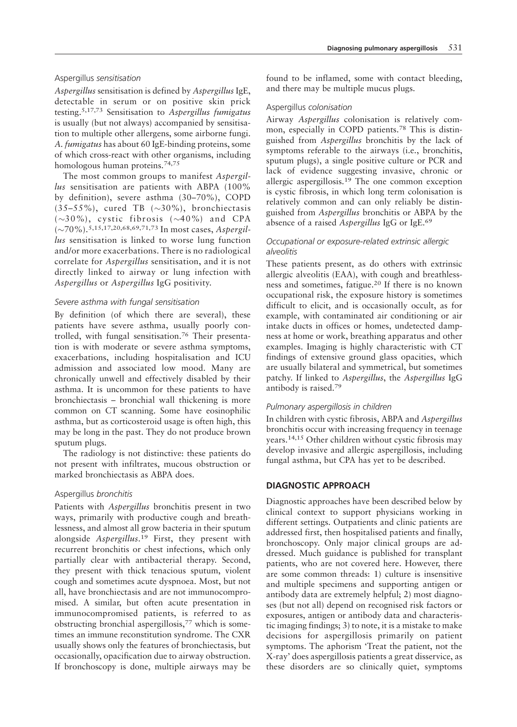### *Aspergillus sensitisation*

*Aspergillus* sensitisation is defined by *Aspergillus* IgE, detectable in serum or on positive skin prick testing.[5,17,73] Sensitisation to *Aspergillus fumigatus* is usually (but not always) accompanied by sensitisation to multiple other allergens, some airborne fungi. *A. fumigatus* has about 60 IgE-binding proteins, some of which cross-react with other organisms, including homologous human proteins.[74,75]

The most common groups to manifest *Aspergillus* sensitisation are patients with ABPA (100% by definition), severe asthma (30–70%), COPD (35–55%), cured TB (~30%), bronchiectasis (~30%), cystic fibrosis (~40%) and CPA (~70%).[5,15,17,20,68,69,71,73] In most cases, *Aspergillus* sensitisation is linked to worse lung function and/or more exacerbations. There is no radiological correlate for *Aspergillus* sensitisation, and it is not directly linked to airway or lung infection with *Aspergillus* or *Aspergillus* IgG positivity.

### *Severe asthma with fungal sensitisation*

By definition (of which there are several), these patients have severe asthma, usually poorly controlled, with fungal sensitisation.[76] Their presentation is with moderate or severe asthma symptoms, exacerbations, including hospitalisation and ICU admission and associated low mood. Many are chronically unwell and effectively disabled by their asthma. It is uncommon for these patients to have bronchiectasis – bronchial wall thickening is more common on CT scanning. Some have eosinophilic asthma, but as corticosteroid usage is often high, this may be long in the past. They do not produce brown sputum plugs.

The radiology is not distinctive: these patients do not present with infiltrates, mucous obstruction or marked bronchiectasis as ABPA does.

### *Aspergillus bronchitis*

Patients with *Aspergillus* bronchitis present in two ways, primarily with productive cough and breathlessness, and almost all grow bacteria in their sputum alongside *Aspergillus*.[19] First, they present with recurrent bronchitis or chest infections, which only partially clear with antibacterial therapy. Second, they present with thick tenacious sputum, violent cough and sometimes acute dyspnoea. Most, but not all, have bronchiectasis and are not immunocompromised. A similar, but often acute presentation in immunocompromised patients, is referred to as obstructing bronchial aspergillosis,[77] which is sometimes an immune reconstitution syndrome. The CXR usually shows only the features of bronchiectasis, but occasionally, opacification due to airway obstruction. If bronchoscopy is done, multiple airways may be found to be inflamed, some with contact bleeding, and there may be multiple mucus plugs.

### *Aspergillus colonisation*

Airway *Aspergillus* colonisation is relatively common, especially in COPD patients.[78] This is distinguished from *Aspergillus* bronchitis by the lack of symptoms referable to the airways (i.e., bronchitis, sputum plugs), a single positive culture or PCR and lack of evidence suggesting invasive, chronic or allergic aspergillosis.[19] The one common exception is cystic fibrosis, in which long term colonisation is relatively common and can only reliably be distinguished from *Aspergillus* bronchitis or ABPA by the absence of a raised *Aspergillus* IgG or IgE.[69]

### *Occupational or exposure-related extrinsic allergic alveolitis*

These patients present, as do others with extrinsic allergic alveolitis (EAA), with cough and breathlessness and sometimes, fatigue.[20] If there is no known occupational risk, the exposure history is sometimes difficult to elicit, and is occasionally occult, as for example, with contaminated air conditioning or air intake ducts in offices or homes, undetected dampness at home or work, breathing apparatus and other examples. Imaging is highly characteristic with CT findings of extensive ground glass opacities, which are usually bilateral and symmetrical, but sometimes patchy. If linked to *Aspergillus*, the *Aspergillus* IgG antibody is raised.[79]

### *Pulmonary aspergillosis in children*

In children with cystic fibrosis, ABPA and *Aspergillus* bronchitis occur with increasing frequency in teenage years.[14,15] Other children without cystic fibrosis may develop invasive and allergic aspergillosis, including fungal asthma, but CPA has yet to be described.

## DIAGNOSTIC APPROACH

Diagnostic approaches have been described below by clinical context to support physicians working in different settings. Outpatients and clinic patients are addressed first, then hospitalised patients and finally, bronchoscopy. Only major clinical groups are addressed. Much guidance is published for transplant patients, who are not covered here. However, there are some common threads: 1) culture is insensitive and multiple specimens and supporting antigen or antibody data are extremely helpful; 2) most diagnoses (but not all) depend on recognised risk factors or exposures, antigen or antibody data and characteristic imaging findings; 3) to note, it is a mistake to make decisions for aspergillosis primarily on patient symptoms. The aphorism 'Treat the patient, not the X-ray' does aspergillosis patients a great disservice, as these disorders are so clinically quiet, symptoms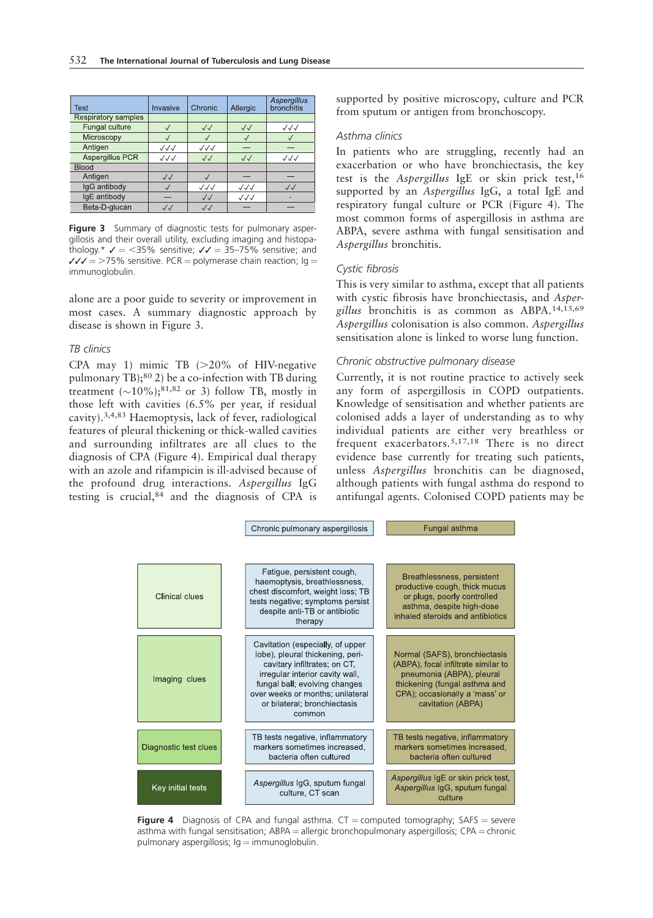| Test | Invasive | Chronic | Allergic | *Aspergillus* bronchitis |
|---|---|---|---|---|
| Respiratory samples | | | | |
| Fungal culture | ✓ | ✓✓ | ✓✓ | ✓✓✓ |
| Microscopy | ✓ | ✓ | ✓ | ✓ |
| Antigen | ✓✓✓ | ✓✓✓ | — | — |
| Aspergillus PCR | ✓✓✓ | ✓✓ | ✓✓ | ✓✓✓ |
| Blood | | | | |
| Antigen | ✓✓ | ✓ | — | — |
| IgG antibody | ✓ | ✓✓✓ | ✓✓✓ | ✓✓ |
| IgE antibody | — | ✓✓ | ✓✓✓ | - |
| Beta-D-glucan | ✓✓ | ✓✓ | — | — |

**Figure 3** Summary of diagnostic tests for pulmonary aspergillosis and their overall utility, excluding imaging and histopathology.* ✓ = <35% sensitive; ✓✓ = 35–75% sensitive; and ✓✓✓ = >75% sensitive. PCR = polymerase chain reaction; Ig = immunoglobulin.

alone are a poor guide to severity or improvement in most cases. A summary diagnostic approach by disease is shown in Figure 3.

### *TB clinics*

CPA may 1) mimic TB (>20% of HIV-negative pulmonary TB);[80] 2) be a co-infection with TB during treatment (~10%);[81,82] or 3) follow TB, mostly in those left with cavities (6.5% per year, if residual cavity).[3,4,83] Haemoptysis, lack of fever, radiological features of pleural thickening or thick-walled cavities and surrounding infiltrates are all clues to the diagnosis of CPA (Figure 4). Empirical dual therapy with an azole and rifampicin is ill-advised because of the profound drug interactions. *Aspergillus* IgG testing is crucial,[84] and the diagnosis of CPA is supported by positive microscopy, culture and PCR from sputum or antigen from bronchoscopy.

### *Asthma clinics*

In patients who are struggling, recently had an exacerbation or who have bronchiectasis, the key test is the *Aspergillus* IgE or skin prick test,[16] supported by an *Aspergillus* IgG, a total IgE and respiratory fungal culture or PCR (Figure 4). The most common forms of aspergillosis in asthma are ABPA, severe asthma with fungal sensitisation and *Aspergillus* bronchitis.

### *Cystic fibrosis*

This is very similar to asthma, except that all patients with cystic fibrosis have bronchiectasis, and *Aspergillus* bronchitis is as common as ABPA.[14,15,69] *Aspergillus* colonisation is also common. *Aspergillus* sensitisation alone is linked to worse lung function.

### *Chronic obstructive pulmonary disease*

Currently, it is not routine practice to actively seek any form of aspergillosis in COPD outpatients. Knowledge of sensitisation and whether patients are colonised adds a layer of understanding as to why individual patients are either very breathless or frequent exacerbators.[5,17,18] There is no direct evidence base currently for treating such patients, unless *Aspergillus* bronchitis can be diagnosed, although patients with fungal asthma do respond to antifungal agents. Colonised COPD patients may be

| | Chronic pulmonary aspergillosis | Fungal asthma |
|---|---|---|
| Clinical clues | Fatigue, persistent cough, haemoptysis, breathlessness, chest discomfort, weight loss; TB tests negative; symptoms persist despite anti-TB or antibiotic therapy | Breathlessness, persistent productive cough, thick mucus or plugs, poorly controlled asthma, despite high-dose inhaled steroids and antibiotics |
| Imaging clues | Cavitation (especially, of upper lobe), pleural thickening, pericavitary infiltrates; on CT, irregular interior cavity wall, fungal ball; evolving changes over weeks or months; unilateral or bilateral; bronchiectasis common | Normal (SAFS), bronchiectasis (ABPA), focal infiltrate similar to pneumonia (ABPA), pleural thickening (fungal asthma and CPA); occasionally a 'mass' or cavitation (ABPA) |
| Diagnostic test clues | TB tests negative, inflammatory markers sometimes increased, bacteria often cultured | TB tests negative, inflammatory markers sometimes increased, bacteria often cultured |
| Key initial tests | *Aspergillus* IgG, sputum fungal culture, CT scan | *Aspergillus* IgE or skin prick test, *Aspergillus* IgG, sputum fungal culture |

**Figure 4** Diagnosis of CPA and fungal asthma. CT = computed tomography; SAFS = severe asthma with fungal sensitisation; ABPA = allergic bronchopulmonary aspergillosis; CPA = chronic pulmonary aspergillosis; Ig = immunoglobulin.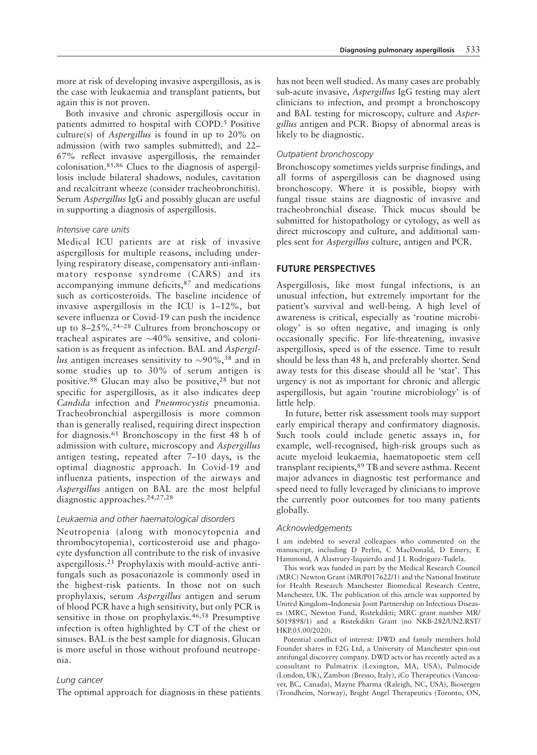more at risk of developing invasive aspergillosis, as is the case with leukaemia and transplant patients, but again this is not proven.

Both invasive and chronic aspergillosis occur in patients admitted to hospital with COPD.[5] Positive culture(s) of *Aspergillus* is found in up to 20% on admission (with two samples submitted), and 22–67% reflect invasive aspergillosis, the remainder colonisation.[85,86] Clues to the diagnosis of aspergillosis include bilateral shadows, nodules, cavitation and recalcitrant wheeze (consider tracheobronchitis). Serum *Aspergillus* IgG and possibly glucan are useful in supporting a diagnosis of aspergillosis.

### *Intensive care units*

Medical ICU patients are at risk of invasive aspergillosis for multiple reasons, including underlying respiratory disease, compensatory anti-inflammatory response syndrome (CARS) and its accompanying immune deficits,[87] and medications such as corticosteroids. The baseline incidence of invasive aspergillosis in the ICU is 1–12%, but severe influenza or Covid-19 can push the incidence up to 8–25%.[24–28] Cultures from bronchoscopy or tracheal aspirates are ~40% sensitive, and colonisation is as frequent as infection. BAL and *Aspergillus* antigen increases sensitivity to ~90%,[38] and in some studies up to 30% of serum antigen is positive.[88] Glucan may also be positive,[28] but not specific for aspergillosis, as it also indicates deep *Candida* infection and *Pneumocystis* pneumonia. Tracheobronchial aspergillosis is more common than is generally realised, requiring direct inspection for diagnosis.[61] Bronchoscopy in the first 48 h of admission with culture, microscopy and *Aspergillus* antigen testing, repeated after 7–10 days, is the optimal diagnostic approach. In Covid-19 and influenza patients, inspection of the airways and *Aspergillus* antigen on BAL are the most helpful diagnostic approaches.[24,27,28]

### *Leukaemia and other haematological disorders*

Neutropenia (along with monocytopenia and thrombocytopenia), corticosteroid use and phagocyte dysfunction all contribute to the risk of invasive aspergillosis.[21] Prophylaxis with mould-active antifungals such as posaconazole is commonly used in the highest-risk patients. In those not on such prophylaxis, serum *Aspergillus* antigen and serum of blood PCR have a high sensitivity, but only PCR is sensitive in those on prophylaxis.[46,58] Presumptive infection is often highlighted by CT of the chest or sinuses. BAL is the best sample for diagnosis. Glucan is more useful in those without profound neutropenia.

### *Lung cancer*

The optimal approach for diagnosis in these patients has not been well studied. As many cases are probably sub-acute invasive, *Aspergillus* IgG testing may alert clinicians to infection, and prompt a bronchoscopy and BAL testing for microscopy, culture and *Aspergillus* antigen and PCR. Biopsy of abnormal areas is likely to be diagnostic.

### *Outpatient bronchoscopy*

Bronchoscopy sometimes yields surprise findings, and all forms of aspergillosis can be diagnosed using bronchoscopy. Where it is possible, biopsy with fungal tissue stains are diagnostic of invasive and tracheobronchial disease. Thick mucus should be submitted for histopathology or cytology, as well as direct microscopy and culture, and additional samples sent for *Aspergillus* culture, antigen and PCR.

## FUTURE PERSPECTIVES

Aspergillosis, like most fungal infections, is an unusual infection, but extremely important for the patient's survival and well-being. A high level of awareness is critical, especially as 'routine microbiology' is so often negative, and imaging is only occasionally specific. For life-threatening, invasive aspergillosis, speed is of the essence. Time to result should be less than 48 h, and preferably shorter. Send away tests for this disease should all be 'stat'. This urgency is not as important for chronic and allergic aspergillosis, but again 'routine microbiology' is of little help.

In future, better risk assessment tools may support early empirical therapy and confirmatory diagnosis. Such tools could include genetic assays in, for example, well-recognised, high-risk groups such as acute myeloid leukaemia, haematopoetic stem cell transplant recipients,[89] TB and severe asthma. Recent major advances in diagnostic test performance and speed need to fully leveraged by clinicians to improve the currently poor outcomes for too many patients globally.

### *Acknowledgements*

I am indebted to several colleagues who commented on the manuscript, including D Perlin, C MacDonald, D Emery, E Hammond, A Alastruey-Izquierdo and J L Rodriguez-Tudela.

This work was funded in part by the Medical Research Council (MRC) Newton Grant (MR/P017622/1) and the National Institute for Health Research Manchester Biomedical Research Centre, Manchester, UK. The publication of this article was supported by United Kingdom–Indonesia Joint Partnership on Infectious Diseases (MRC, Newton Fund, Ristekdikti; MRC grant number MR/S019898/1) and a Ristekdikti Grant (no NKB-282/UN2.RST/HKP.05.00/2020).

Potential conflict of interest: DWD and family members hold Founder shares in F2G Ltd, a University of Manchester spin-out antifungal discovery company. DWD acts or has recently acted as a consultant to Pulmatrix (Lexington, MA, USA), Pulmocide (London, UK), Zambon (Bresso, Italy), iCo Therapeutics (Vancouver, BC, Canada), Mayne Pharma (Raleigh, NC, USA), Biosergen (Trondheim, Norway), Bright Angel Therapeutics (Toronto, ON,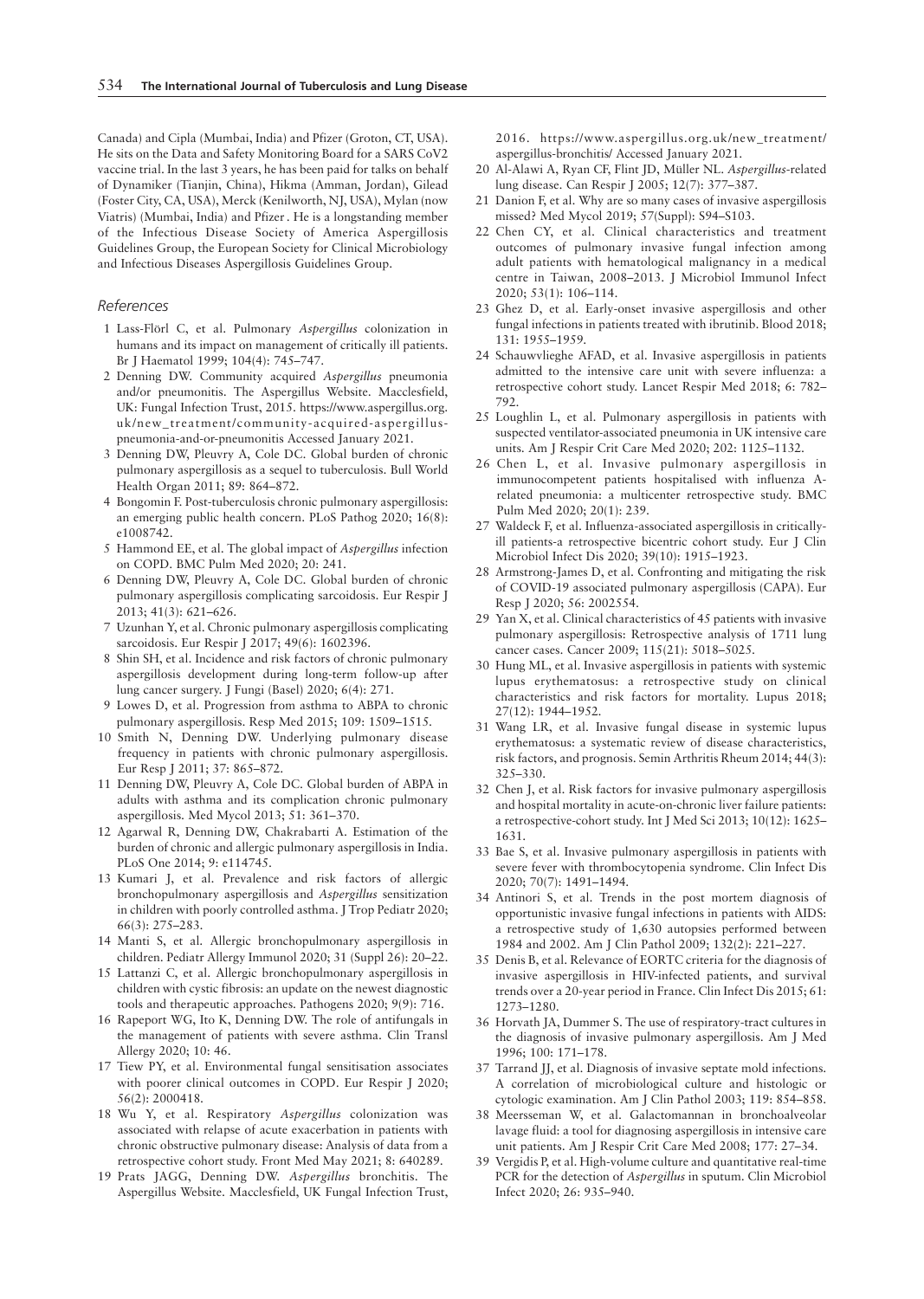Canada) and Cipla (Mumbai, India) and Pfizer (Groton, CT, USA). He sits on the Data and Safety Monitoring Board for a SARS CoV2 vaccine trial. In the last 3 years, he has been paid for talks on behalf of Dynamiker (Tianjin, China), Hikma (Amman, Jordan), Gilead (Foster City, CA, USA), Merck (Kenilworth, NJ, USA), Mylan (now Viatris) (Mumbai, India) and Pfizer . He is a longstanding member of the Infectious Disease Society of America Aspergillosis Guidelines Group, the European Society for Clinical Microbiology and Infectious Diseases Aspergillosis Guidelines Group.

## References

1 Lass-Flörl C, et al. Pulmonary *Aspergillus* colonization in humans and its impact on management of critically ill patients. Br J Haematol 1999; 104(4): 745–747.

2 Denning DW. Community acquired *Aspergillus* pneumonia and/or pneumonitis. The Aspergillus Website. Macclesfield, UK: Fungal Infection Trust, 2015. https://www.aspergillus.org.uk/new_treatment/community-acquired-aspergillus-pneumonia-and-or-pneumonitis Accessed January 2021.

3 Denning DW, Pleuvry A, Cole DC. Global burden of chronic pulmonary aspergillosis as a sequel to tuberculosis. Bull World Health Organ 2011; 89: 864–872.

4 Bongomin F. Post-tuberculosis chronic pulmonary aspergillosis: an emerging public health concern. PLoS Pathog 2020; 16(8): e1008742.

5 Hammond EE, et al. The global impact of *Aspergillus* infection on COPD. BMC Pulm Med 2020; 20: 241.

6 Denning DW, Pleuvry A, Cole DC. Global burden of chronic pulmonary aspergillosis complicating sarcoidosis. Eur Respir J 2013; 41(3): 621–626.

7 Uzunhan Y, et al. Chronic pulmonary aspergillosis complicating sarcoidosis. Eur Respir J 2017; 49(6): 1602396.

8 Shin SH, et al. Incidence and risk factors of chronic pulmonary aspergillosis development during long-term follow-up after lung cancer surgery. J Fungi (Basel) 2020; 6(4): 271.

9 Lowes D, et al. Progression from asthma to ABPA to chronic pulmonary aspergillosis. Resp Med 2015; 109: 1509–1515.

10 Smith N, Denning DW. Underlying pulmonary disease frequency in patients with chronic pulmonary aspergillosis. Eur Resp J 2011; 37: 865–872.

11 Denning DW, Pleuvry A, Cole DC. Global burden of ABPA in adults with asthma and its complication chronic pulmonary aspergillosis. Med Mycol 2013; 51: 361–370.

12 Agarwal R, Denning DW, Chakrabarti A. Estimation of the burden of chronic and allergic pulmonary aspergillosis in India. PLoS One 2014; 9: e114745.

13 Kumari J, et al. Prevalence and risk factors of allergic bronchopulmonary aspergillosis and *Aspergillus* sensitization in children with poorly controlled asthma. J Trop Pediatr 2020; 66(3): 275–283.

14 Manti S, et al. Allergic bronchopulmonary aspergillosis in children. Pediatr Allergy Immunol 2020; 31 (Suppl 26): 20–22.

15 Lattanzi C, et al. Allergic bronchopulmonary aspergillosis in children with cystic fibrosis: an update on the newest diagnostic tools and therapeutic approaches. Pathogens 2020; 9(9): 716.

16 Rapeport WG, Ito K, Denning DW. The role of antifungals in the management of patients with severe asthma. Clin Transl Allergy 2020; 10: 46.

17 Tiew PY, et al. Environmental fungal sensitisation associates with poorer clinical outcomes in COPD. Eur Respir J 2020; 56(2): 2000418.

18 Wu Y, et al. Respiratory *Aspergillus* colonization was associated with relapse of acute exacerbation in patients with chronic obstructive pulmonary disease: Analysis of data from a retrospective cohort study. Front Med May 2021; 8: 640289.

19 Prats JAGG, Denning DW. *Aspergillus* bronchitis. The Aspergillus Website. Macclesfield, UK Fungal Infection Trust, 2016. https://www.aspergillus.org.uk/new_treatment/aspergillus-bronchitis/ Accessed January 2021.

20 Al-Alawi A, Ryan CF, Flint JD, Müller NL. *Aspergillus*-related lung disease. Can Respir J 2005; 12(7): 377–387.

21 Danion F, et al. Why are so many cases of invasive aspergillosis missed? Med Mycol 2019; 57(Suppl): S94–S103.

22 Chen CY, et al. Clinical characteristics and treatment outcomes of pulmonary invasive fungal infection among adult patients with hematological malignancy in a medical centre in Taiwan, 2008–2013. J Microbiol Immunol Infect 2020; 53(1): 106–114.

23 Ghez D, et al. Early-onset invasive aspergillosis and other fungal infections in patients treated with ibrutinib. Blood 2018; 131: 1955–1959.

24 Schauwvlieghe AFAD, et al. Invasive aspergillosis in patients admitted to the intensive care unit with severe influenza: a retrospective cohort study. Lancet Respir Med 2018; 6: 782–792.

25 Loughlin L, et al. Pulmonary aspergillosis in patients with suspected ventilator-associated pneumonia in UK intensive care units. Am J Respir Crit Care Med 2020; 202: 1125–1132.

26 Chen L, et al. Invasive pulmonary aspergillosis in immunocompetent patients hospitalised with influenza A-related pneumonia: a multicenter retrospective study. BMC Pulm Med 2020; 20(1): 239.

27 Waldeck F, et al. Influenza-associated aspergillosis in critically-ill patients-a retrospective bicentric cohort study. Eur J Clin Microbiol Infect Dis 2020; 39(10): 1915–1923.

28 Armstrong-James D, et al. Confronting and mitigating the risk of COVID-19 associated pulmonary aspergillosis (CAPA). Eur Resp J 2020; 56: 2002554.

29 Yan X, et al. Clinical characteristics of 45 patients with invasive pulmonary aspergillosis: Retrospective analysis of 1711 lung cancer cases. Cancer 2009; 115(21): 5018–5025.

30 Hung ML, et al. Invasive aspergillosis in patients with systemic lupus erythematosus: a retrospective study on clinical characteristics and risk factors for mortality. Lupus 2018; 27(12): 1944–1952.

31 Wang LR, et al. Invasive fungal disease in systemic lupus erythematosus: a systematic review of disease characteristics, risk factors, and prognosis. Semin Arthritis Rheum 2014; 44(3): 325–330.

32 Chen J, et al. Risk factors for invasive pulmonary aspergillosis and hospital mortality in acute-on-chronic liver failure patients: a retrospective-cohort study. Int J Med Sci 2013; 10(12): 1625–1631.

33 Bae S, et al. Invasive pulmonary aspergillosis in patients with severe fever with thrombocytopenia syndrome. Clin Infect Dis 2020; 70(7): 1491–1494.

34 Antinori S, et al. Trends in the post mortem diagnosis of opportunistic invasive fungal infections in patients with AIDS: a retrospective study of 1,630 autopsies performed between 1984 and 2002. Am J Clin Pathol 2009; 132(2): 221–227.

35 Denis B, et al. Relevance of EORTC criteria for the diagnosis of invasive aspergillosis in HIV-infected patients, and survival trends over a 20-year period in France. Clin Infect Dis 2015; 61: 1273–1280.

36 Horvath JA, Dummer S. The use of respiratory-tract cultures in the diagnosis of invasive pulmonary aspergillosis. Am J Med 1996; 100: 171–178.

37 Tarrand JJ, et al. Diagnosis of invasive septate mold infections. A correlation of microbiological culture and histologic or cytologic examination. Am J Clin Pathol 2003; 119: 854–858.

38 Meersseman W, et al. Galactomannan in bronchoalveolar lavage fluid: a tool for diagnosing aspergillosis in intensive care unit patients. Am J Respir Crit Care Med 2008; 177: 27–34.

39 Vergidis P, et al. High-volume culture and quantitative real-time PCR for the detection of *Aspergillus* in sputum. Clin Microbiol Infect 2020; 26: 935–940.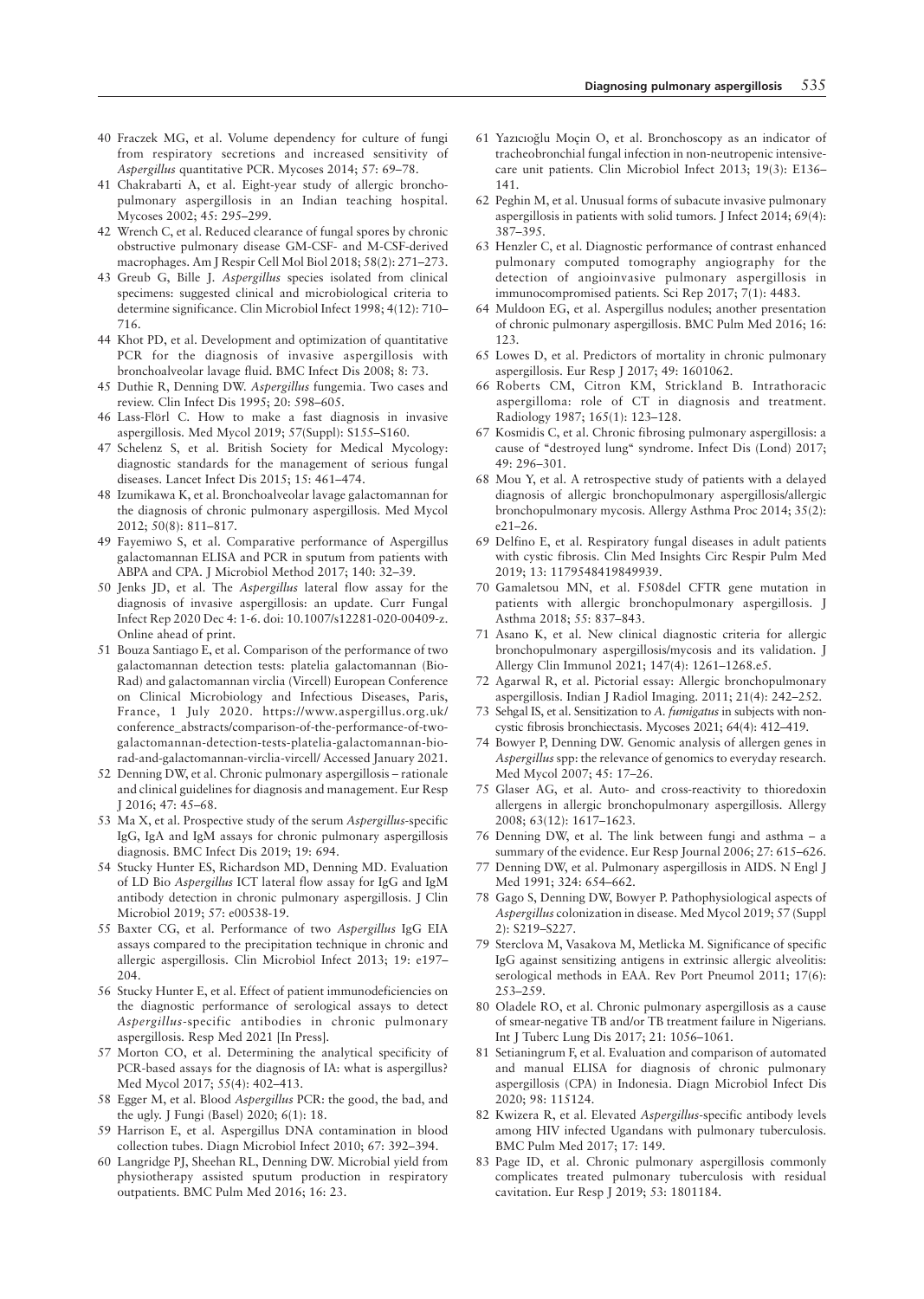40 Fraczek MG, et al. Volume dependency for culture of fungi from respiratory secretions and increased sensitivity of *Aspergillus* quantitative PCR. Mycoses 2014; 57: 69–78.

41 Chakrabarti A, et al. Eight-year study of allergic bronchopulmonary aspergillosis in an Indian teaching hospital. Mycoses 2002; 45: 295–299.

42 Wrench C, et al. Reduced clearance of fungal spores by chronic obstructive pulmonary disease GM-CSF- and M-CSF-derived macrophages. Am J Respir Cell Mol Biol 2018; 58(2): 271–273.

43 Greub G, Bille J. *Aspergillus* species isolated from clinical specimens: suggested clinical and microbiological criteria to determine significance. Clin Microbiol Infect 1998; 4(12): 710–716.

44 Khot PD, et al. Development and optimization of quantitative PCR for the diagnosis of invasive aspergillosis with bronchoalveolar lavage fluid. BMC Infect Dis 2008; 8: 73.

45 Duthie R, Denning DW. *Aspergillus* fungemia. Two cases and review. Clin Infect Dis 1995; 20: 598–605.

46 Lass-Flörl C. How to make a fast diagnosis in invasive aspergillosis. Med Mycol 2019; 57(Suppl): S155–S160.

47 Schelenz S, et al. British Society for Medical Mycology: diagnostic standards for the management of serious fungal diseases. Lancet Infect Dis 2015; 15: 461–474.

48 Izumikawa K, et al. Bronchoalveolar lavage galactomannan for the diagnosis of chronic pulmonary aspergillosis. Med Mycol 2012; 50(8): 811–817.

49 Fayemiwo S, et al. Comparative performance of Aspergillus galactomannan ELISA and PCR in sputum from patients with ABPA and CPA. J Microbiol Method 2017; 140: 32–39.

50 Jenks JD, et al. The *Aspergillus* lateral flow assay for the diagnosis of invasive aspergillosis: an update. Curr Fungal Infect Rep 2020 Dec 4: 1-6. doi: 10.1007/s12281-020-00409-z. Online ahead of print.

51 Bouza Santiago E, et al. Comparison of the performance of two galactomannan detection tests: platelia galactomannan (Bio-Rad) and galactomannan virclia (Vircell) European Conference on Clinical Microbiology and Infectious Diseases, Paris, France, 1 July 2020. https://www.aspergillus.org.uk/conference_abstracts/comparison-of-the-performance-of-two-galactomannan-detection-tests-platelia-galactomannan-bio-rad-and-galactomannan-virclia-vircell/ Accessed January 2021.

52 Denning DW, et al. Chronic pulmonary aspergillosis – rationale and clinical guidelines for diagnosis and management. Eur Resp J 2016; 47: 45–68.

53 Ma X, et al. Prospective study of the serum *Aspergillus*-specific IgG, IgA and IgM assays for chronic pulmonary aspergillosis diagnosis. BMC Infect Dis 2019; 19: 694.

54 Stucky Hunter ES, Richardson MD, Denning MD. Evaluation of LD Bio *Aspergillus* ICT lateral flow assay for IgG and IgM antibody detection in chronic pulmonary aspergillosis. J Clin Microbiol 2019; 57: e00538-19.

55 Baxter CG, et al. Performance of two *Aspergillus* IgG EIA assays compared to the precipitation technique in chronic and allergic aspergillosis. Clin Microbiol Infect 2013; 19: e197–204.

56 Stucky Hunter E, et al. Effect of patient immunodeficiencies on the diagnostic performance of serological assays to detect *Aspergillus*-specific antibodies in chronic pulmonary aspergillosis. Resp Med 2021 [In Press].

57 Morton CO, et al. Determining the analytical specificity of PCR-based assays for the diagnosis of IA: what is aspergillus? Med Mycol 2017; 55(4): 402–413.

58 Egger M, et al. Blood *Aspergillus* PCR: the good, the bad, and the ugly. J Fungi (Basel) 2020; 6(1): 18.

59 Harrison E, et al. Aspergillus DNA contamination in blood collection tubes. Diagn Microbiol Infect 2010; 67: 392–394.

60 Langridge PJ, Sheehan RL, Denning DW. Microbial yield from physiotherapy assisted sputum production in respiratory outpatients. BMC Pulm Med 2016; 16: 23.

61 Yazıcıoğlu Moçin O, et al. Bronchoscopy as an indicator of tracheobronchial fungal infection in non-neutropenic intensive-care unit patients. Clin Microbiol Infect 2013; 19(3): E136–141.

62 Peghin M, et al. Unusual forms of subacute invasive pulmonary aspergillosis in patients with solid tumors. J Infect 2014; 69(4): 387–395.

63 Henzler C, et al. Diagnostic performance of contrast enhanced pulmonary computed tomography angiography for the detection of angioinvasive pulmonary aspergillosis in immunocompromised patients. Sci Rep 2017; 7(1): 4483.

64 Muldoon EG, et al. Aspergillus nodules; another presentation of chronic pulmonary aspergillosis. BMC Pulm Med 2016; 16: 123.

65 Lowes D, et al. Predictors of mortality in chronic pulmonary aspergillosis. Eur Resp J 2017; 49: 1601062.

66 Roberts CM, Citron KM, Strickland B. Intrathoracic aspergilloma: role of CT in diagnosis and treatment. Radiology 1987; 165(1): 123–128.

67 Kosmidis C, et al. Chronic fibrosing pulmonary aspergillosis: a cause of "destroyed lung" syndrome. Infect Dis (Lond) 2017; 49: 296–301.

68 Mou Y, et al. A retrospective study of patients with a delayed diagnosis of allergic bronchopulmonary aspergillosis/allergic bronchopulmonary mycosis. Allergy Asthma Proc 2014; 35(2): e21–26.

69 Delfino E, et al. Respiratory fungal diseases in adult patients with cystic fibrosis. Clin Med Insights Circ Respir Pulm Med 2019; 13: 1179548419849939.

70 Gamaletsou MN, et al. F508del CFTR gene mutation in patients with allergic bronchopulmonary aspergillosis. J Asthma 2018; 55: 837–843.

71 Asano K, et al. New clinical diagnostic criteria for allergic bronchopulmonary aspergillosis/mycosis and its validation. J Allergy Clin Immunol 2021; 147(4): 1261–1268.e5.

72 Agarwal R, et al. Pictorial essay: Allergic bronchopulmonary aspergillosis. Indian J Radiol Imaging. 2011; 21(4): 242–252.

73 Sehgal IS, et al. Sensitization to *A. fumigatus* in subjects with non-cystic fibrosis bronchiectasis. Mycoses 2021; 64(4): 412–419.

74 Bowyer P, Denning DW. Genomic analysis of allergen genes in *Aspergillus* spp: the relevance of genomics to everyday research. Med Mycol 2007; 45: 17–26.

75 Glaser AG, et al. Auto- and cross-reactivity to thioredoxin allergens in allergic bronchopulmonary aspergillosis. Allergy 2008; 63(12): 1617–1623.

76 Denning DW, et al. The link between fungi and asthma – a summary of the evidence. Eur Resp Journal 2006; 27: 615–626.

77 Denning DW, et al. Pulmonary aspergillosis in AIDS. N Engl J Med 1991; 324: 654–662.

78 Gago S, Denning DW, Bowyer P. Pathophysiological aspects of *Aspergillus* colonization in disease. Med Mycol 2019; 57 (Suppl 2): S219–S227.

79 Sterclova M, Vasakova M, Metlicka M. Significance of specific IgG against sensitizing antigens in extrinsic allergic alveolitis: serological methods in EAA. Rev Port Pneumol 2011; 17(6): 253–259.

80 Oladele RO, et al. Chronic pulmonary aspergillosis as a cause of smear-negative TB and/or TB treatment failure in Nigerians. Int J Tuberc Lung Dis 2017; 21: 1056–1061.

81 Setianingrum F, et al. Evaluation and comparison of automated and manual ELISA for diagnosis of chronic pulmonary aspergillosis (CPA) in Indonesia. Diagn Microbiol Infect Dis 2020; 98: 115124.

82 Kwizera R, et al. Elevated *Aspergillus*-specific antibody levels among HIV infected Ugandans with pulmonary tuberculosis. BMC Pulm Med 2017; 17: 149.

83 Page ID, et al. Chronic pulmonary aspergillosis commonly complicates treated pulmonary tuberculosis with residual cavitation. Eur Resp J 2019; 53: 1801184.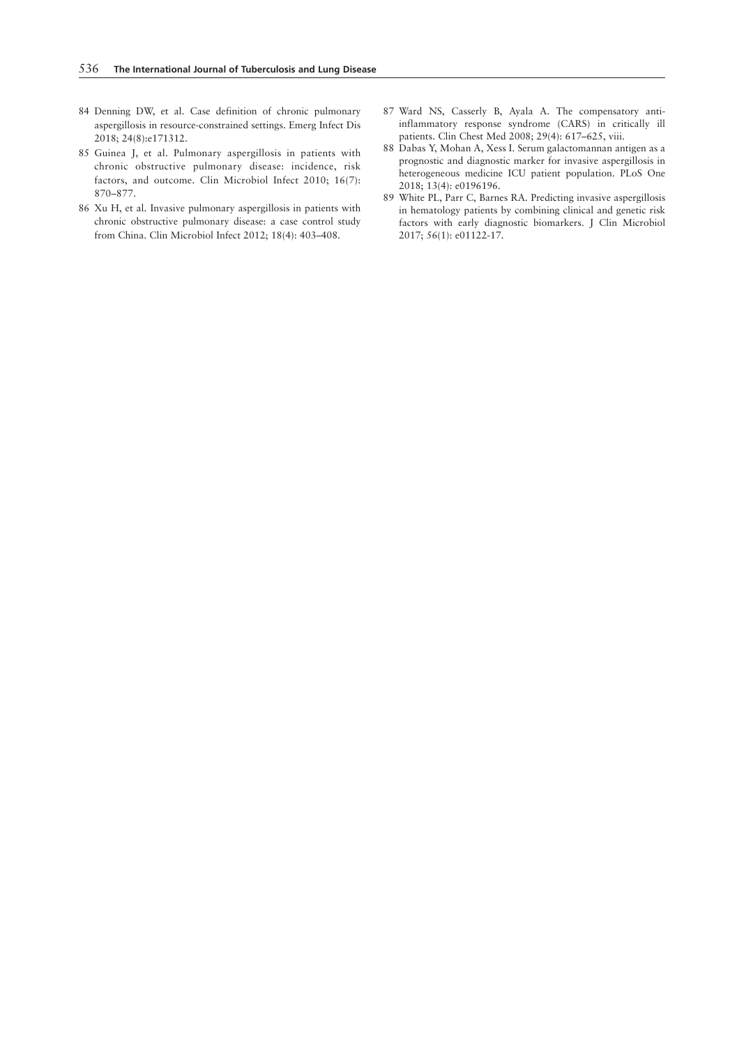84 Denning DW, et al. Case definition of chronic pulmonary aspergillosis in resource-constrained settings. Emerg Infect Dis 2018; 24(8):e171312.

85 Guinea J, et al. Pulmonary aspergillosis in patients with chronic obstructive pulmonary disease: incidence, risk factors, and outcome. Clin Microbiol Infect 2010; 16(7): 870–877.

86 Xu H, et al. Invasive pulmonary aspergillosis in patients with chronic obstructive pulmonary disease: a case control study from China. Clin Microbiol Infect 2012; 18(4): 403–408.

87 Ward NS, Casserly B, Ayala A. The compensatory anti-inflammatory response syndrome (CARS) in critically ill patients. Clin Chest Med 2008; 29(4): 617–625, viii.

88 Dabas Y, Mohan A, Xess I. Serum galactomannan antigen as a prognostic and diagnostic marker for invasive aspergillosis in heterogeneous medicine ICU patient population. PLoS One 2018; 13(4): e0196196.

89 White PL, Parr C, Barnes RA. Predicting invasive aspergillosis in hematology patients by combining clinical and genetic risk factors with early diagnostic biomarkers. J Clin Microbiol 2017; 56(1): e01122-17.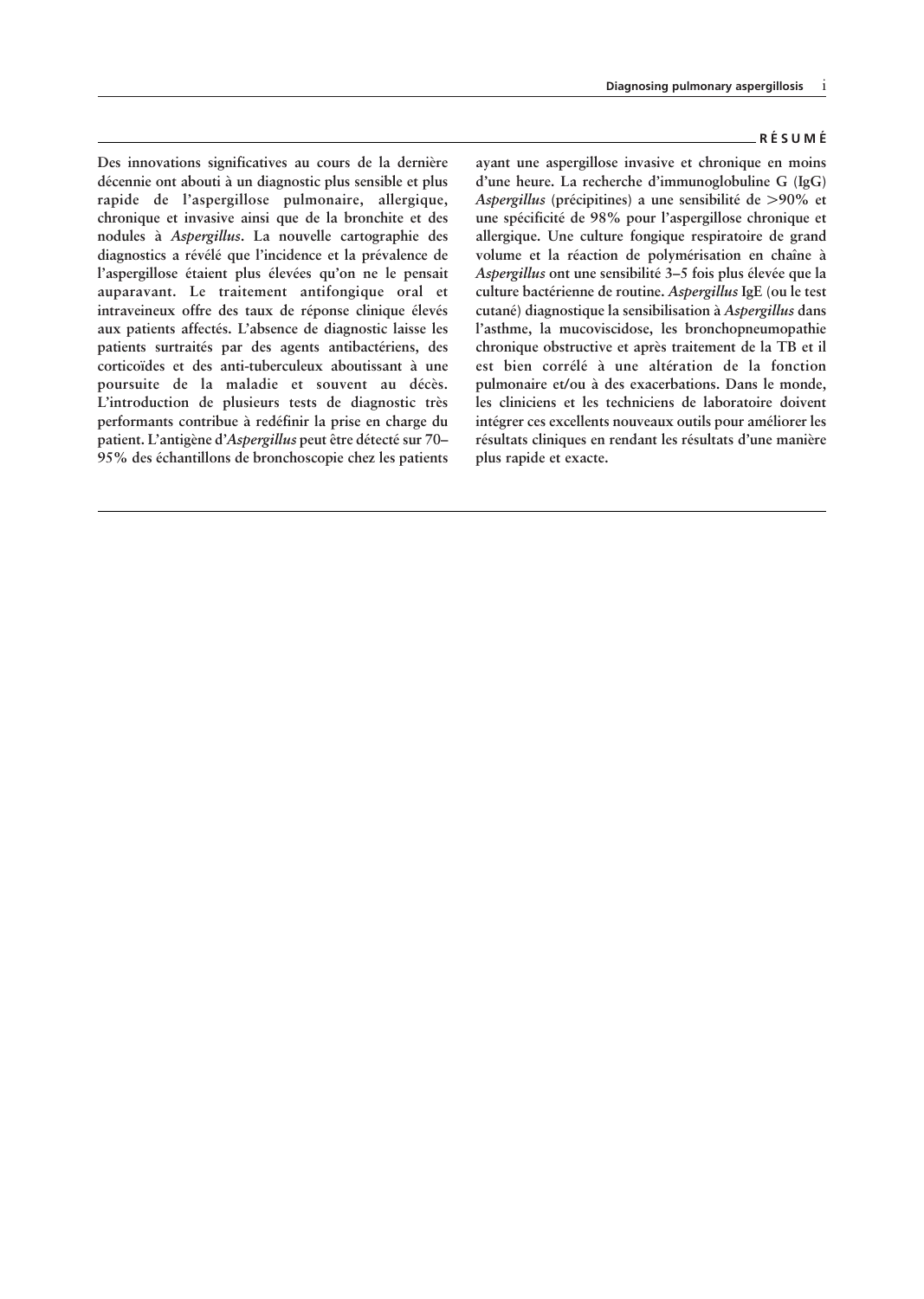## RÉSUMÉ

**Des innovations significatives au cours de la dernière décennie ont abouti à un diagnostic plus sensible et plus rapide de l'aspergillose pulmonaire, allergique, chronique et invasive ainsi que de la bronchite et des nodules à *Aspergillus*. La nouvelle cartographie des diagnostics a révélé que l'incidence et la prévalence de l'aspergillose étaient plus élevées qu'on ne le pensait auparavant. Le traitement antifongique oral et intraveineux offre des taux de réponse clinique élevés aux patients affectés. L'absence de diagnostic laisse les patients surtraités par des agents antibactériens, des corticoïdes et des anti-tuberculeux aboutissant à une poursuite de la maladie et souvent au décès. L'introduction de plusieurs tests de diagnostic très performants contribue à redéfinir la prise en charge du patient. L'antigène d'*Aspergillus* peut être détecté sur 70–95% des échantillons de bronchoscopie chez les patients ayant une aspergillose invasive et chronique en moins d'une heure. La recherche d'immunoglobuline G (IgG) *Aspergillus* (précipitines) a une sensibilité de >90% et une spécificité de 98% pour l'aspergillose chronique et allergique. Une culture fongique respiratoire de grand volume et la réaction de polymérisation en chaîne à *Aspergillus* ont une sensibilité 3–5 fois plus élevée que la culture bactérienne de routine. *Aspergillus* IgE (ou le test cutané) diagnostique la sensibilisation à *Aspergillus* dans l'asthme, la mucoviscidose, les bronchopneumopathie chronique obstructive et après traitement de la TB et il est bien corrélé à une altération de la fonction pulmonaire et/ou à des exacerbations. Dans le monde, les cliniciens et les techniciens de laboratoire doivent intégrer ces excellents nouveaux outils pour améliorer les résultats cliniques en rendant les résultats d'une manière plus rapide et exacte.**